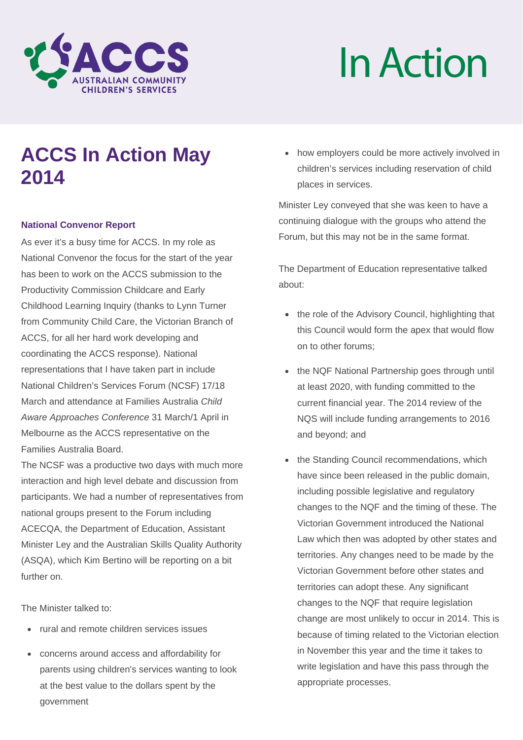ACCS Australian Community Children's Services

In Action

# ACCS In Action May 2014

### National Convenor Report

As ever it's a busy time for ACCS. In my role as National Convenor the focus for the start of the year has been to work on the ACCS submission to the Productivity Commission Childcare and Early Childhood Learning Inquiry (thanks to Lynn Turner from Community Child Care, the Victorian Branch of ACCS, for all her hard work developing and coordinating the ACCS response). National representations that I have taken part in include National Children's Services Forum (NCSF) 17/18 March and attendance at Families Australia *Child Aware Approaches Conference* 31 March/1 April in Melbourne as the ACCS representative on the Families Australia Board.

The NCSF was a productive two days with much more interaction and high level debate and discussion from participants. We had a number of representatives from national groups present to the Forum including ACECQA, the Department of Education, Assistant Minister Ley and the Australian Skills Quality Authority (ASQA), which Kim Bertino will be reporting on a bit further on.

The Minister talked to:

- rural and remote children services issues
- concerns around access and affordability for parents using children's services wanting to look at the best value to the dollars spent by the government
- how employers could be more actively involved in children's services including reservation of child places in services.

Minister Ley conveyed that she was keen to have a continuing dialogue with the groups who attend the Forum, but this may not be in the same format.

The Department of Education representative talked about:

- the role of the Advisory Council, highlighting that this Council would form the apex that would flow on to other forums;
- the NQF National Partnership goes through until at least 2020, with funding committed to the current financial year. The 2014 review of the NQS will include funding arrangements to 2016 and beyond; and
- the Standing Council recommendations, which have since been released in the public domain, including possible legislative and regulatory changes to the NQF and the timing of these. The Victorian Government introduced the National Law which then was adopted by other states and territories. Any changes need to be made by the Victorian Government before other states and territories can adopt these. Any significant changes to the NQF that require legislation change are most unlikely to occur in 2014. This is because of timing related to the Victorian election in November this year and the time it takes to write legislation and have this pass through the appropriate processes.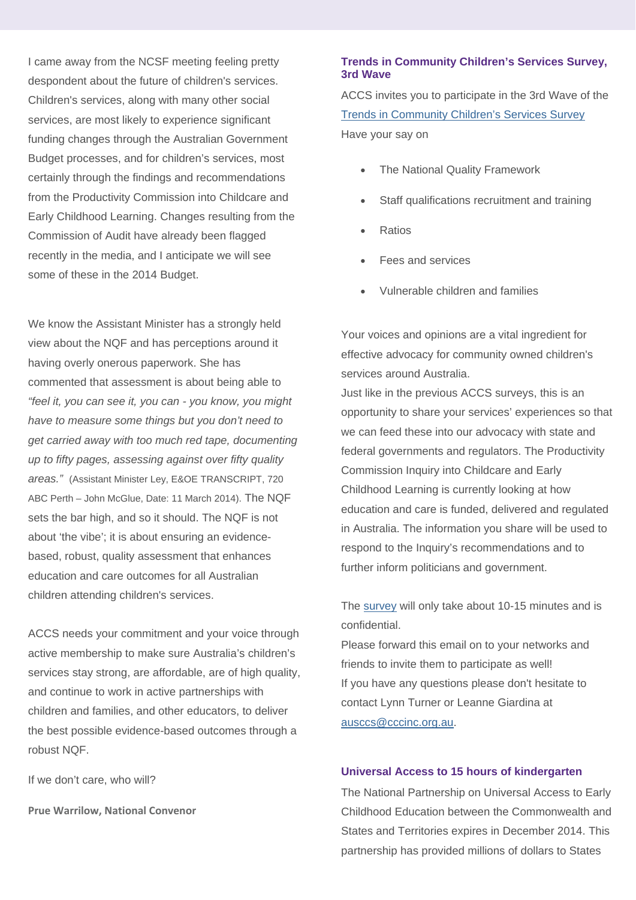I came away from the NCSF meeting feeling pretty despondent about the future of children's services. Children's services, along with many other social services, are most likely to experience significant funding changes through the Australian Government Budget processes, and for children's services, most certainly through the findings and recommendations from the Productivity Commission into Childcare and Early Childhood Learning. Changes resulting from the Commission of Audit have already been flagged recently in the media, and I anticipate we will see some of these in the 2014 Budget.

We know the Assistant Minister has a strongly held view about the NQF and has perceptions around it having overly onerous paperwork. She has commented that assessment is about being able to *"feel it, you can see it, you can - you know, you might have to measure some things but you don't need to get carried away with too much red tape, documenting up to fifty pages, assessing against over fifty quality areas."* (Assistant Minister Ley, E&OE TRANSCRIPT, 720 ABC Perth – John McGlue, Date: 11 March 2014). The NQF sets the bar high, and so it should. The NQF is not about 'the vibe'; it is about ensuring an evidence-based, robust, quality assessment that enhances education and care outcomes for all Australian children attending children's services.

ACCS needs your commitment and your voice through active membership to make sure Australia's children's services stay strong, are affordable, are of high quality, and continue to work in active partnerships with children and families, and other educators, to deliver the best possible evidence-based outcomes through a robust NQF.

If we don't care, who will?

**Prue Warrilow, National Convenor**

### Trends in Community Children's Services Survey, 3rd Wave

ACCS invites you to participate in the 3rd Wave of the [Trends in Community Children's Services Survey](#)
Have your say on

- The National Quality Framework
- Staff qualifications recruitment and training
- Ratios
- Fees and services
- Vulnerable children and families

Your voices and opinions are a vital ingredient for effective advocacy for community owned children's services around Australia.
Just like in the previous ACCS surveys, this is an opportunity to share your services' experiences so that we can feed these into our advocacy with state and federal governments and regulators. The Productivity Commission Inquiry into Childcare and Early Childhood Learning is currently looking at how education and care is funded, delivered and regulated in Australia. The information you share will be used to respond to the Inquiry's recommendations and to further inform politicians and government.

The [survey](#) will only take about 10-15 minutes and is confidential.
Please forward this email on to your networks and friends to invite them to participate as well!
If you have any questions please don't hesitate to contact Lynn Turner or Leanne Giardina at ausccs@cccinc.org.au.

### Universal Access to 15 hours of kindergarten

The National Partnership on Universal Access to Early Childhood Education between the Commonwealth and States and Territories expires in December 2014. This partnership has provided millions of dollars to States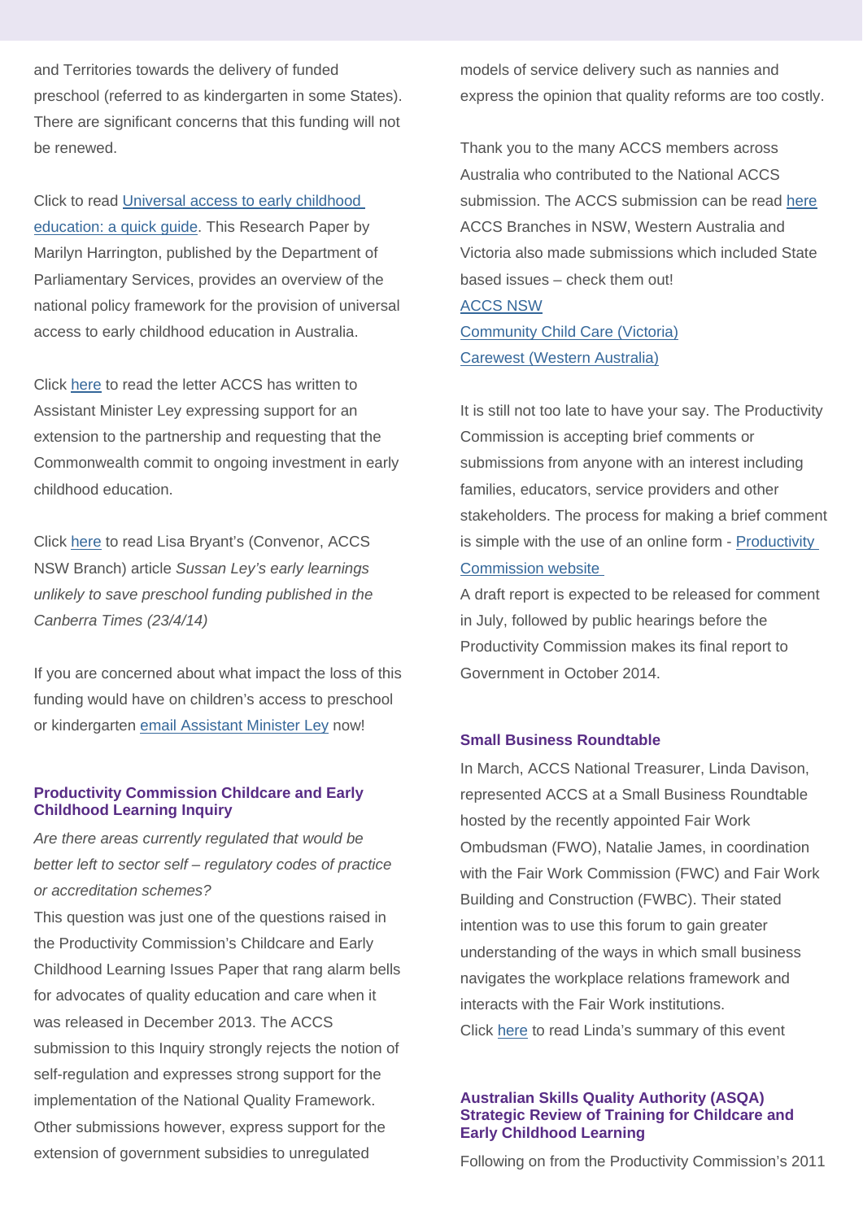and Territories towards the delivery of funded preschool (referred to as kindergarten in some States). There are significant concerns that this funding will not be renewed.

Click to read Universal access to early childhood education: a quick guide. This Research Paper by Marilyn Harrington, published by the Department of Parliamentary Services, provides an overview of the national policy framework for the provision of universal access to early childhood education in Australia.

Click here to read the letter ACCS has written to Assistant Minister Ley expressing support for an extension to the partnership and requesting that the Commonwealth commit to ongoing investment in early childhood education.

Click here to read Lisa Bryant's (Convenor, ACCS NSW Branch) article *Sussan Ley's early learnings unlikely to save preschool funding published in the Canberra Times (23/4/14)*

If you are concerned about what impact the loss of this funding would have on children's access to preschool or kindergarten email Assistant Minister Ley now!

### Productivity Commission Childcare and Early Childhood Learning Inquiry

*Are there areas currently regulated that would be better left to sector self – regulatory codes of practice or accreditation schemes?*

This question was just one of the questions raised in the Productivity Commission's Childcare and Early Childhood Learning Issues Paper that rang alarm bells for advocates of quality education and care when it was released in December 2013. The ACCS submission to this Inquiry strongly rejects the notion of self-regulation and expresses strong support for the implementation of the National Quality Framework. Other submissions however, express support for the extension of government subsidies to unregulated models of service delivery such as nannies and express the opinion that quality reforms are too costly.

Thank you to the many ACCS members across Australia who contributed to the National ACCS submission. The ACCS submission can be read here

ACCS Branches in NSW, Western Australia and Victoria also made submissions which included State based issues – check them out!

ACCS NSW
Community Child Care (Victoria)
Carewest (Western Australia)

It is still not too late to have your say. The Productivity Commission is accepting brief comments or submissions from anyone with an interest including families, educators, service providers and other stakeholders. The process for making a brief comment is simple with the use of an online form - Productivity Commission website

A draft report is expected to be released for comment in July, followed by public hearings before the Productivity Commission makes its final report to Government in October 2014.

### Small Business Roundtable

In March, ACCS National Treasurer, Linda Davison, represented ACCS at a Small Business Roundtable hosted by the recently appointed Fair Work Ombudsman (FWO), Natalie James, in coordination with the Fair Work Commission (FWC) and Fair Work Building and Construction (FWBC). Their stated intention was to use this forum to gain greater understanding of the ways in which small business navigates the workplace relations framework and interacts with the Fair Work institutions.

Click here to read Linda's summary of this event

### Australian Skills Quality Authority (ASQA) Strategic Review of Training for Childcare and Early Childhood Learning

Following on from the Productivity Commission's 2011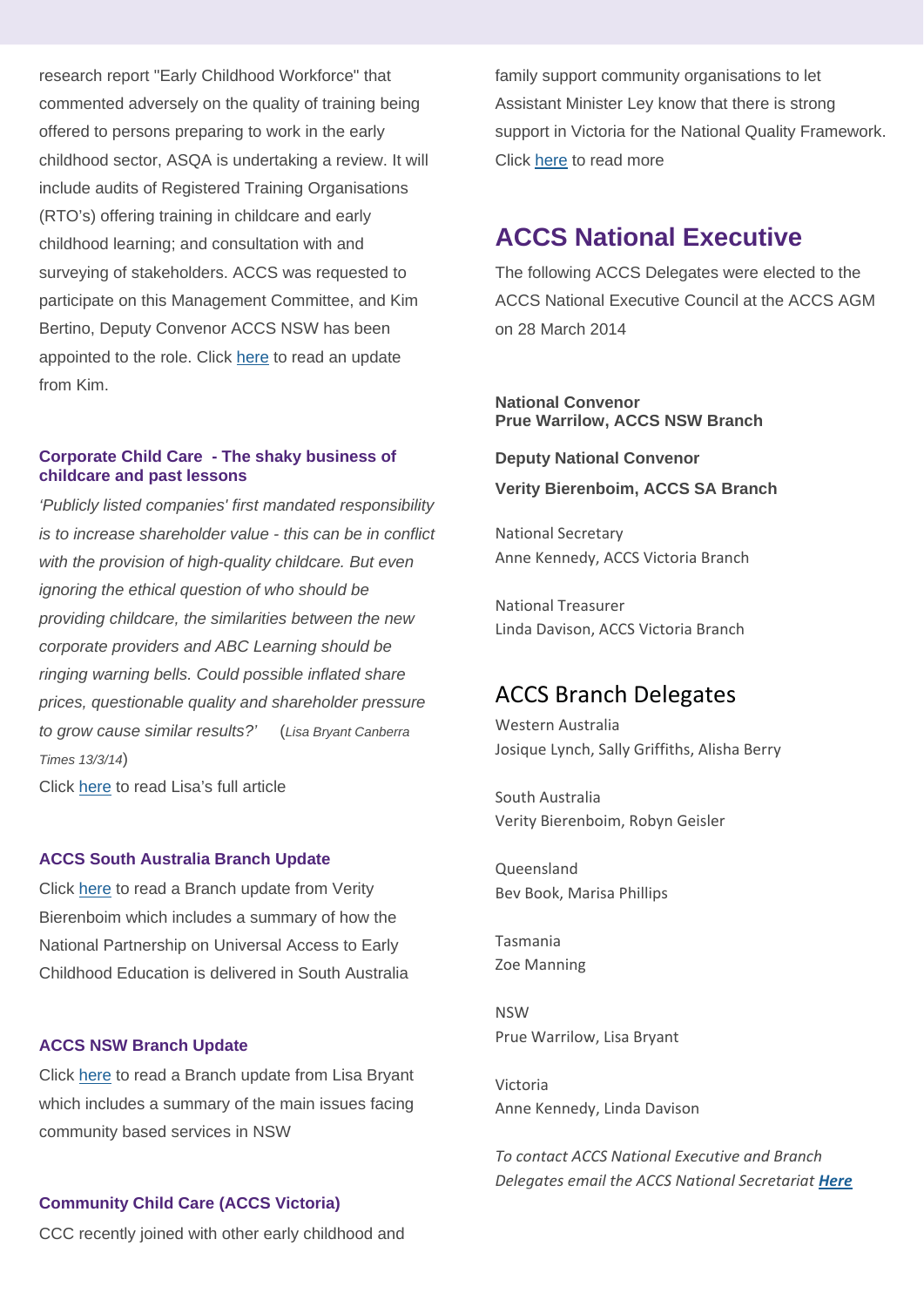research report "Early Childhood Workforce" that commented adversely on the quality of training being offered to persons preparing to work in the early childhood sector, ASQA is undertaking a review. It will include audits of Registered Training Organisations (RTO's) offering training in childcare and early childhood learning; and consultation with and surveying of stakeholders. ACCS was requested to participate on this Management Committee, and Kim Bertino, Deputy Convenor ACCS NSW has been appointed to the role. Click here to read an update from Kim.

### Corporate Child Care - The shaky business of childcare and past lessons

*'Publicly listed companies' first mandated responsibility is to increase shareholder value - this can be in conflict with the provision of high-quality childcare. But even ignoring the ethical question of who should be providing childcare, the similarities between the new corporate providers and ABC Learning should be ringing warning bells. Could possible inflated share prices, questionable quality and shareholder pressure to grow cause similar results?'* (*Lisa Bryant Canberra Times 13/3/14*)

Click here to read Lisa's full article

### ACCS South Australia Branch Update

Click here to read a Branch update from Verity Bierenboim which includes a summary of how the National Partnership on Universal Access to Early Childhood Education is delivered in South Australia

### ACCS NSW Branch Update

Click here to read a Branch update from Lisa Bryant which includes a summary of the main issues facing community based services in NSW

### Community Child Care (ACCS Victoria)

CCC recently joined with other early childhood and family support community organisations to let Assistant Minister Ley know that there is strong support in Victoria for the National Quality Framework. Click here to read more

## ACCS National Executive

The following ACCS Delegates were elected to the ACCS National Executive Council at the ACCS AGM on 28 March 2014

**National Convenor**
**Prue Warrilow, ACCS NSW Branch**

**Deputy National Convenor**

**Verity Bierenboim, ACCS SA Branch**

National Secretary
Anne Kennedy, ACCS Victoria Branch

National Treasurer
Linda Davison, ACCS Victoria Branch

## ACCS Branch Delegates

Western Australia
Josique Lynch, Sally Griffiths, Alisha Berry

South Australia
Verity Bierenboim, Robyn Geisler

Queensland
Bev Book, Marisa Phillips

Tasmania
Zoe Manning

NSW
Prue Warrilow, Lisa Bryant

Victoria
Anne Kennedy, Linda Davison

*To contact ACCS National Executive and Branch Delegates email the ACCS National Secretariat* ***Here***